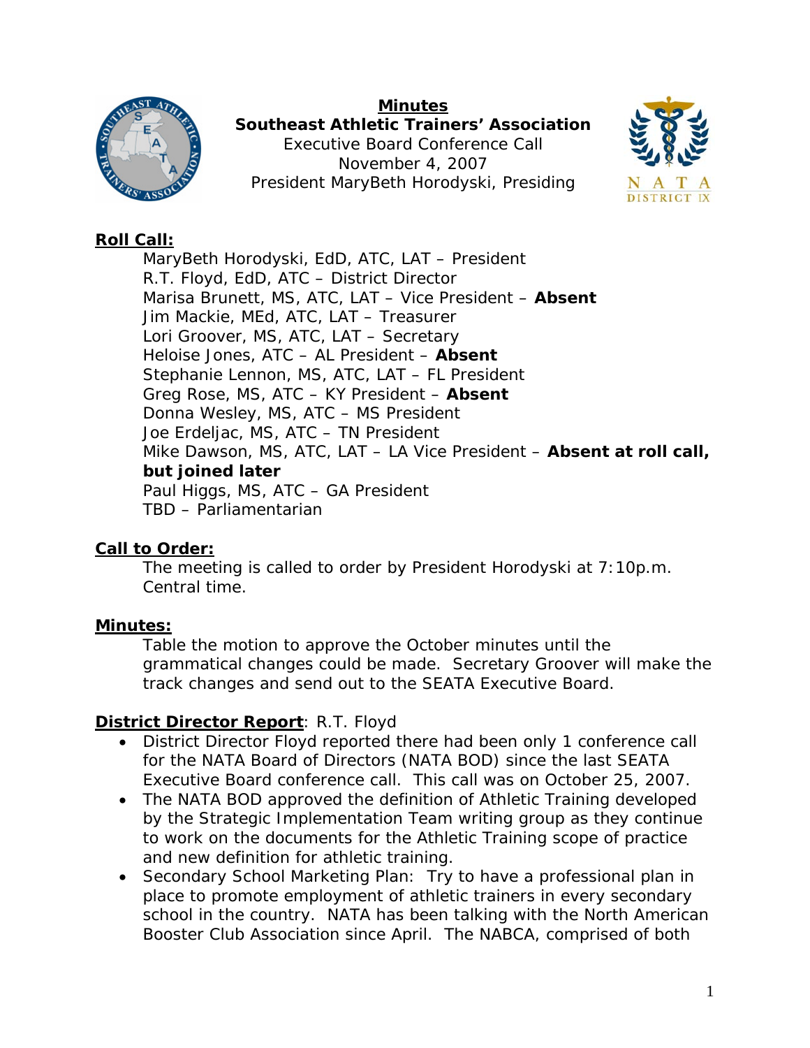**Minutes**
**Southeast Athletic Trainers' Association**
Executive Board Conference Call
November 4, 2007
President MaryBeth Horodyski, Presiding

## Roll Call:

MaryBeth Horodyski, EdD, ATC, LAT – President
R.T. Floyd, EdD, ATC – District Director
Marisa Brunett, MS, ATC, LAT – Vice President – **Absent**
Jim Mackie, MEd, ATC, LAT – Treasurer
Lori Groover, MS, ATC, LAT – Secretary
Heloise Jones, ATC – AL President – **Absent**
Stephanie Lennon, MS, ATC, LAT – FL President
Greg Rose, MS, ATC – KY President – **Absent**
Donna Wesley, MS, ATC – MS President
Joe Erdeljac, MS, ATC – TN President
Mike Dawson, MS, ATC, LAT – LA Vice President – **Absent at roll call, but joined later**
Paul Higgs, MS, ATC – GA President
TBD – Parliamentarian

## Call to Order:

The meeting is called to order by President Horodyski at 7:10p.m. Central time.

## Minutes:

Table the motion to approve the October minutes until the grammatical changes could be made. Secretary Groover will make the track changes and send out to the SEATA Executive Board.

## District Director Report: R.T. Floyd

- District Director Floyd reported there had been only 1 conference call for the NATA Board of Directors (NATA BOD) since the last SEATA Executive Board conference call. This call was on October 25, 2007.
- The NATA BOD approved the definition of Athletic Training developed by the Strategic Implementation Team writing group as they continue to work on the documents for the Athletic Training scope of practice and new definition for athletic training.
- Secondary School Marketing Plan: Try to have a professional plan in place to promote employment of athletic trainers in every secondary school in the country. NATA has been talking with the North American Booster Club Association since April. The NABCA, comprised of both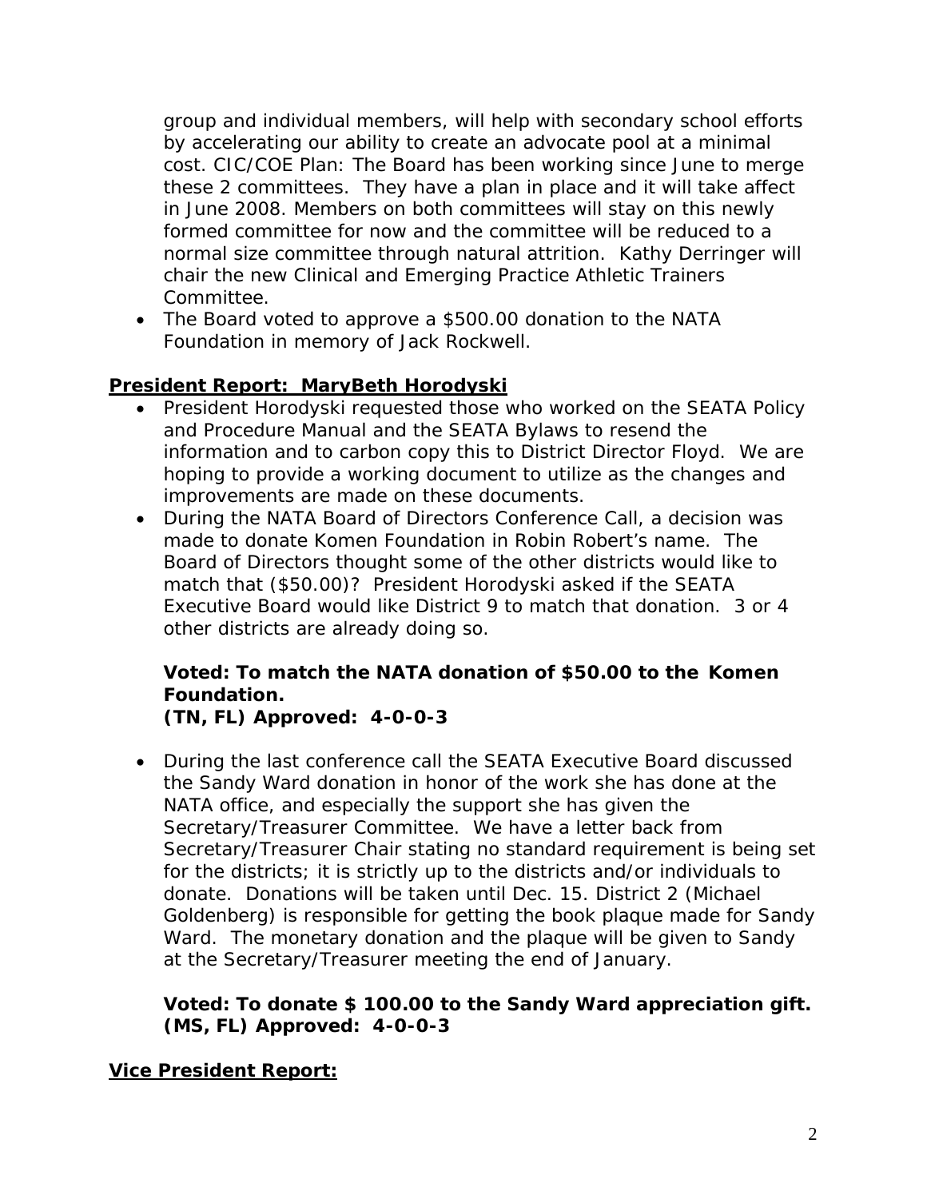group and individual members, will help with secondary school efforts by accelerating our ability to create an advocate pool at a minimal cost. CIC/COE Plan: The Board has been working since June to merge these 2 committees. They have a plan in place and it will take affect in June 2008. Members on both committees will stay on this newly formed committee for now and the committee will be reduced to a normal size committee through natural attrition. Kathy Derringer will chair the new Clinical and Emerging Practice Athletic Trainers Committee.

- The Board voted to approve a $500.00 donation to the NATA Foundation in memory of Jack Rockwell.

**<u>President Report: MaryBeth Horodyski</u>**

- President Horodyski requested those who worked on the SEATA Policy and Procedure Manual and the SEATA Bylaws to resend the information and to carbon copy this to District Director Floyd. We are hoping to provide a working document to utilize as the changes and improvements are made on these documents.
- During the NATA Board of Directors Conference Call, a decision was made to donate Komen Foundation in Robin Robert's name. The Board of Directors thought some of the other districts would like to match that ($50.00)? President Horodyski asked if the SEATA Executive Board would like District 9 to match that donation. 3 or 4 other districts are already doing so.

**Voted: To match the NATA donation of $50.00 to the Komen Foundation.**
**(TN, FL) Approved: 4-0-0-3**

- During the last conference call the SEATA Executive Board discussed the Sandy Ward donation in honor of the work she has done at the NATA office, and especially the support she has given the Secretary/Treasurer Committee. We have a letter back from Secretary/Treasurer Chair stating no standard requirement is being set for the districts; it is strictly up to the districts and/or individuals to donate. Donations will be taken until Dec. 15. District 2 (Michael Goldenberg) is responsible for getting the book plaque made for Sandy Ward. The monetary donation and the plaque will be given to Sandy at the Secretary/Treasurer meeting the end of January.

**Voted: To donate $ 100.00 to the Sandy Ward appreciation gift.**
**(MS, FL) Approved: 4-0-0-3**

**<u>Vice President Report:</u>**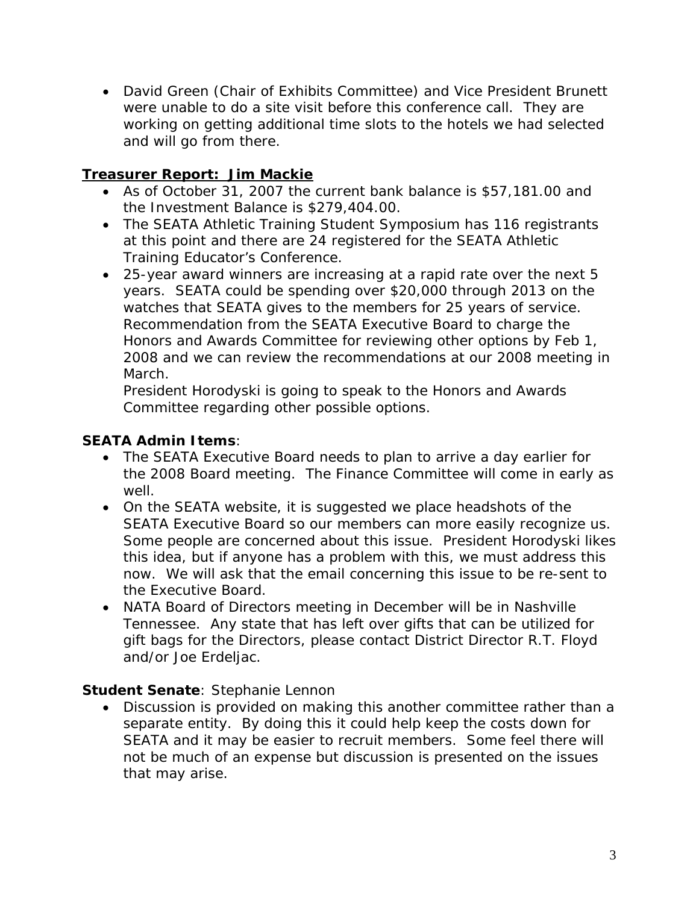- David Green (Chair of Exhibits Committee) and Vice President Brunett were unable to do a site visit before this conference call. They are working on getting additional time slots to the hotels we had selected and will go from there.

**Treasurer Report: Jim Mackie**

- As of October 31, 2007 the current bank balance is $57,181.00 and the Investment Balance is $279,404.00.
- The SEATA Athletic Training Student Symposium has 116 registrants at this point and there are 24 registered for the SEATA Athletic Training Educator's Conference.
- 25-year award winners are increasing at a rapid rate over the next 5 years. SEATA could be spending over $20,000 through 2013 on the watches that SEATA gives to the members for 25 years of service. Recommendation from the SEATA Executive Board to charge the Honors and Awards Committee for reviewing other options by Feb 1, 2008 and we can review the recommendations at our 2008 meeting in March.
  President Horodyski is going to speak to the Honors and Awards Committee regarding other possible options.

**SEATA Admin Items**:

- The SEATA Executive Board needs to plan to arrive a day earlier for the 2008 Board meeting. The Finance Committee will come in early as well.
- On the SEATA website, it is suggested we place headshots of the SEATA Executive Board so our members can more easily recognize us. Some people are concerned about this issue. President Horodyski likes this idea, but if anyone has a problem with this, we must address this now. We will ask that the email concerning this issue to be re-sent to the Executive Board.
- NATA Board of Directors meeting in December will be in Nashville Tennessee. Any state that has left over gifts that can be utilized for gift bags for the Directors, please contact District Director R.T. Floyd and/or Joe Erdeljac.

**Student Senate**: Stephanie Lennon

- Discussion is provided on making this another committee rather than a separate entity. By doing this it could help keep the costs down for SEATA and it may be easier to recruit members. Some feel there will not be much of an expense but discussion is presented on the issues that may arise.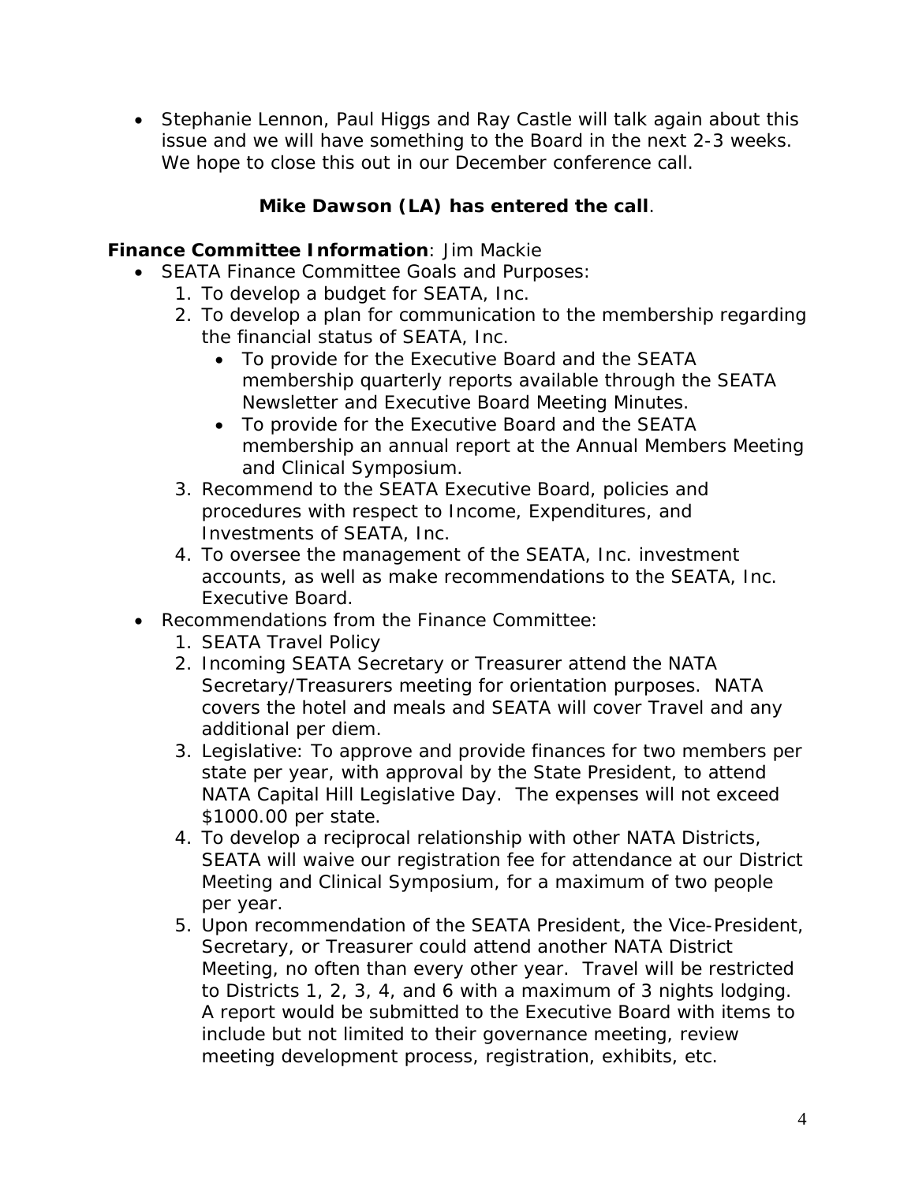- Stephanie Lennon, Paul Higgs and Ray Castle will talk again about this issue and we will have something to the Board in the next 2-3 weeks. We hope to close this out in our December conference call.

**Mike Dawson (LA) has entered the call**.

**Finance Committee Information**: Jim Mackie

- SEATA Finance Committee Goals and Purposes:
  1. To develop a budget for SEATA, Inc.
  2. To develop a plan for communication to the membership regarding the financial status of SEATA, Inc.
     - To provide for the Executive Board and the SEATA membership quarterly reports available through the SEATA Newsletter and Executive Board Meeting Minutes.
     - To provide for the Executive Board and the SEATA membership an annual report at the Annual Members Meeting and Clinical Symposium.
  3. Recommend to the SEATA Executive Board, policies and procedures with respect to Income, Expenditures, and Investments of SEATA, Inc.
  4. To oversee the management of the SEATA, Inc. investment accounts, as well as make recommendations to the SEATA, Inc. Executive Board.
- Recommendations from the Finance Committee:
  1. SEATA Travel Policy
  2. Incoming SEATA Secretary or Treasurer attend the NATA Secretary/Treasurers meeting for orientation purposes. NATA covers the hotel and meals and SEATA will cover Travel and any additional per diem.
  3. Legislative: To approve and provide finances for two members per state per year, with approval by the State President, to attend NATA Capital Hill Legislative Day. The expenses will not exceed $1000.00 per state.
  4. To develop a reciprocal relationship with other NATA Districts, SEATA will waive our registration fee for attendance at our District Meeting and Clinical Symposium, for a maximum of two people per year.
  5. Upon recommendation of the SEATA President, the Vice-President, Secretary, or Treasurer could attend another NATA District Meeting, no often than every other year. Travel will be restricted to Districts 1, 2, 3, 4, and 6 with a maximum of 3 nights lodging. A report would be submitted to the Executive Board with items to include but not limited to their governance meeting, review meeting development process, registration, exhibits, etc.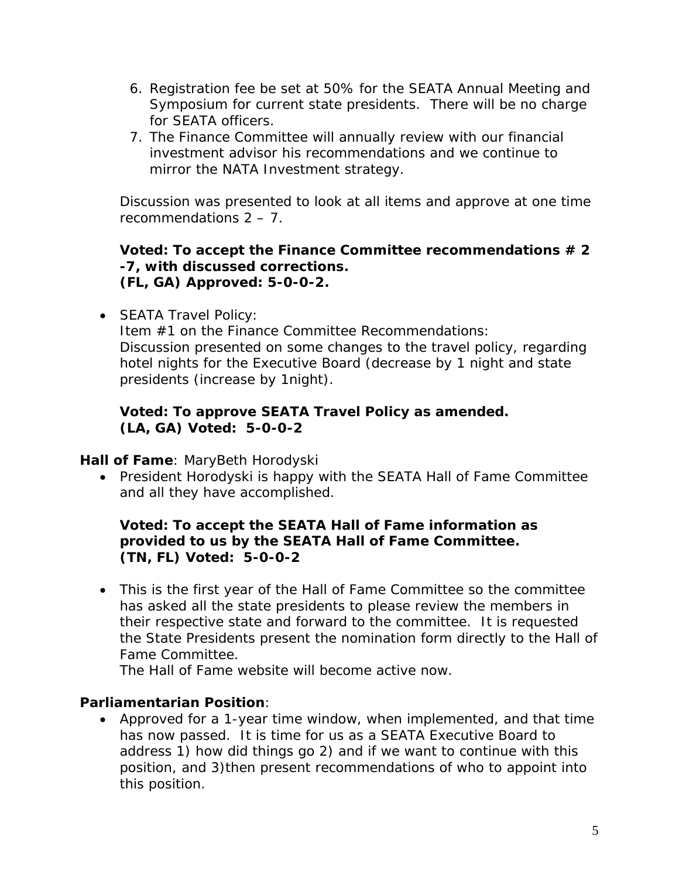6. Registration fee be set at 50% for the SEATA Annual Meeting and Symposium for current state presidents. There will be no charge for SEATA officers.
7. The Finance Committee will annually review with our financial investment advisor his recommendations and we continue to mirror the NATA Investment strategy.

Discussion was presented to look at all items and approve at one time recommendations 2 – 7.

**Voted: To accept the Finance Committee recommendations # 2 -7, with discussed corrections.**
**(FL, GA) Approved: 5-0-0-2.**

- SEATA Travel Policy:
  Item #1 on the Finance Committee Recommendations:
  Discussion presented on some changes to the travel policy, regarding hotel nights for the Executive Board (decrease by 1 night and state presidents (increase by 1night).

  **Voted: To approve SEATA Travel Policy as amended.**
  **(LA, GA) Voted: 5-0-0-2**

**Hall of Fame**: MaryBeth Horodyski

- President Horodyski is happy with the SEATA Hall of Fame Committee and all they have accomplished.

  **Voted: To accept the SEATA Hall of Fame information as provided to us by the SEATA Hall of Fame Committee.**
  **(TN, FL) Voted: 5-0-0-2**

- This is the first year of the Hall of Fame Committee so the committee has asked all the state presidents to please review the members in their respective state and forward to the committee. It is requested the State Presidents present the nomination form directly to the Hall of Fame Committee.
  The Hall of Fame website will become active now.

**Parliamentarian Position**:

- Approved for a 1-year time window, when implemented, and that time has now passed. It is time for us as a SEATA Executive Board to address 1) how did things go 2) and if we want to continue with this position, and 3)then present recommendations of who to appoint into this position.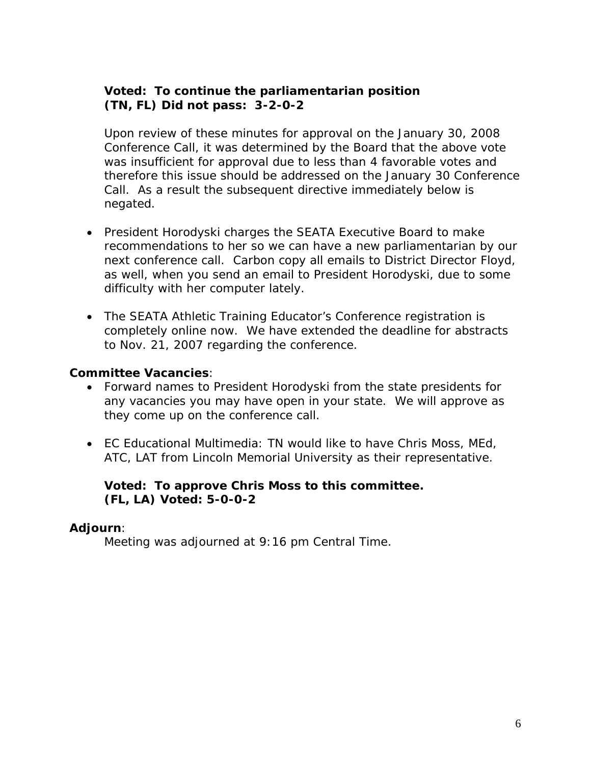**Voted: To continue the parliamentarian position**
**(TN, FL) Did not pass: 3-2-0-2**

Upon review of these minutes for approval on the January 30, 2008 Conference Call, it was determined by the Board that the above vote was insufficient for approval due to less than 4 favorable votes and therefore this issue should be addressed on the January 30 Conference Call. As a result the subsequent directive immediately below is negated.

- President Horodyski charges the SEATA Executive Board to make recommendations to her so we can have a new parliamentarian by our next conference call. Carbon copy all emails to District Director Floyd, as well, when you send an email to President Horodyski, due to some difficulty with her computer lately.
- The SEATA Athletic Training Educator's Conference registration is completely online now. We have extended the deadline for abstracts to Nov. 21, 2007 regarding the conference.

**Committee Vacancies**:

- Forward names to President Horodyski from the state presidents for any vacancies you may have open in your state. We will approve as they come up on the conference call.
- EC Educational Multimedia: TN would like to have Chris Moss, MEd, ATC, LAT from Lincoln Memorial University as their representative.

**Voted: To approve Chris Moss to this committee.**
**(FL, LA) Voted: 5-0-0-2**

**Adjourn**:

Meeting was adjourned at 9:16 pm Central Time.